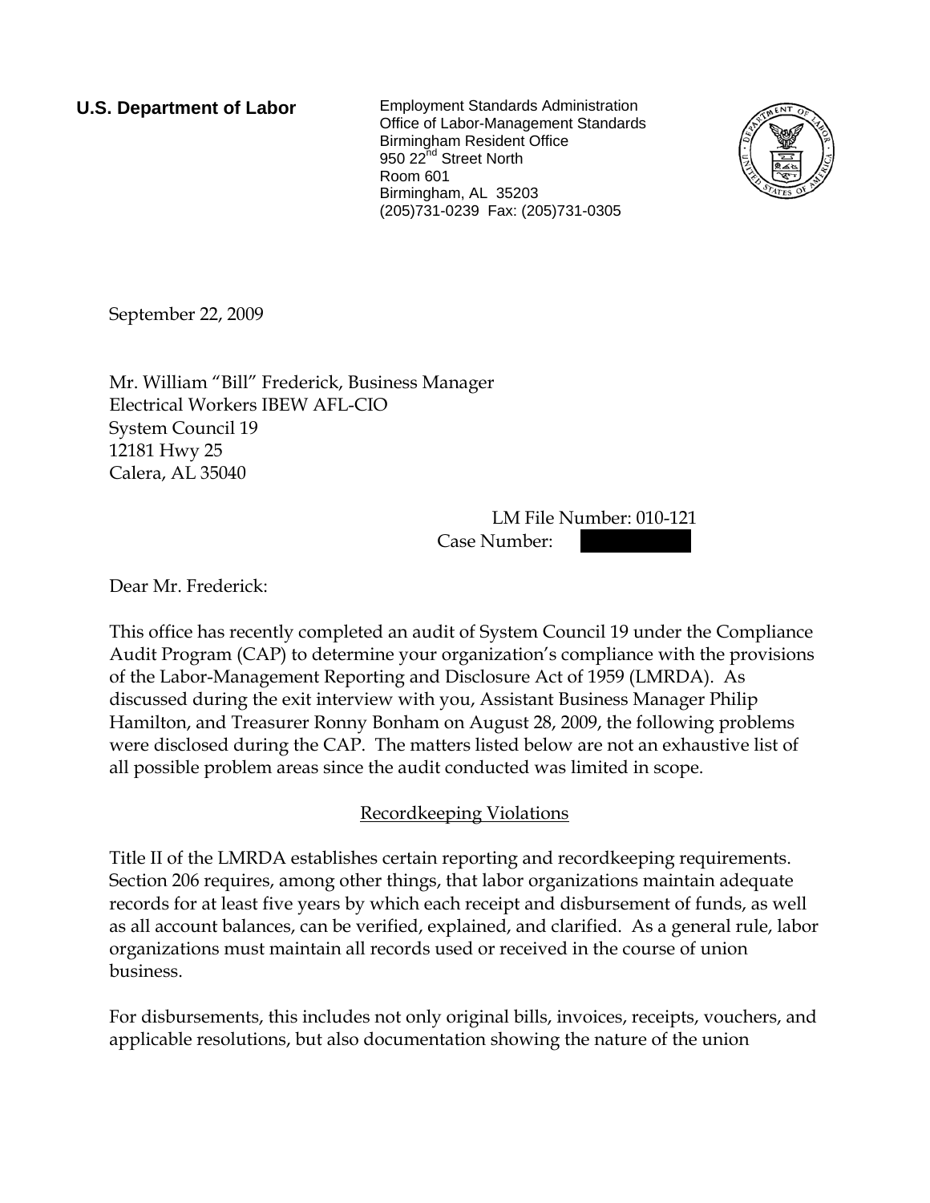**U.S. Department of Labor**

Employment Standards Administration
Office of Labor-Management Standards
Birmingham Resident Office
950 22nd Street North
Room 601
Birmingham, AL 35203
(205)731-0239 Fax: (205)731-0305

September 22, 2009

Mr. William "Bill" Frederick, Business Manager
Electrical Workers IBEW AFL-CIO
System Council 19
12181 Hwy 25
Calera, AL 35040

LM File Number: 010-121
Case Number:

Dear Mr. Frederick:

This office has recently completed an audit of System Council 19 under the Compliance Audit Program (CAP) to determine your organization's compliance with the provisions of the Labor-Management Reporting and Disclosure Act of 1959 (LMRDA). As discussed during the exit interview with you, Assistant Business Manager Philip Hamilton, and Treasurer Ronny Bonham on August 28, 2009, the following problems were disclosed during the CAP. The matters listed below are not an exhaustive list of all possible problem areas since the audit conducted was limited in scope.

## Recordkeeping Violations

Title II of the LMRDA establishes certain reporting and recordkeeping requirements. Section 206 requires, among other things, that labor organizations maintain adequate records for at least five years by which each receipt and disbursement of funds, as well as all account balances, can be verified, explained, and clarified. As a general rule, labor organizations must maintain all records used or received in the course of union business.

For disbursements, this includes not only original bills, invoices, receipts, vouchers, and applicable resolutions, but also documentation showing the nature of the union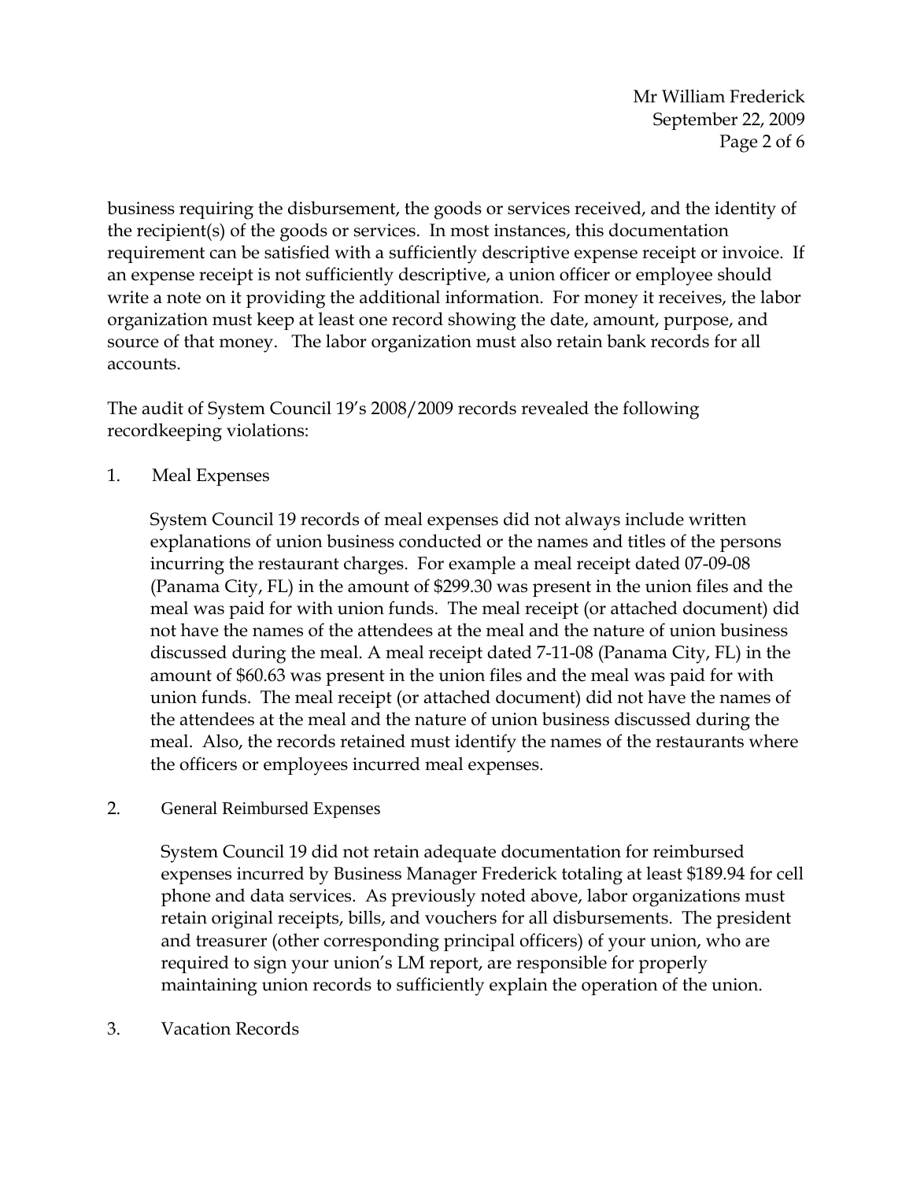business requiring the disbursement, the goods or services received, and the identity of the recipient(s) of the goods or services. In most instances, this documentation requirement can be satisfied with a sufficiently descriptive expense receipt or invoice. If an expense receipt is not sufficiently descriptive, a union officer or employee should write a note on it providing the additional information. For money it receives, the labor organization must keep at least one record showing the date, amount, purpose, and source of that money. The labor organization must also retain bank records for all accounts.

The audit of System Council 19's 2008/2009 records revealed the following recordkeeping violations:

1. Meal Expenses

   System Council 19 records of meal expenses did not always include written explanations of union business conducted or the names and titles of the persons incurring the restaurant charges. For example a meal receipt dated 07-09-08 (Panama City, FL) in the amount of $299.30 was present in the union files and the meal was paid for with union funds. The meal receipt (or attached document) did not have the names of the attendees at the meal and the nature of union business discussed during the meal. A meal receipt dated 7-11-08 (Panama City, FL) in the amount of $60.63 was present in the union files and the meal was paid for with union funds. The meal receipt (or attached document) did not have the names of the attendees at the meal and the nature of union business discussed during the meal. Also, the records retained must identify the names of the restaurants where the officers or employees incurred meal expenses.

2. General Reimbursed Expenses

   System Council 19 did not retain adequate documentation for reimbursed expenses incurred by Business Manager Frederick totaling at least $189.94 for cell phone and data services. As previously noted above, labor organizations must retain original receipts, bills, and vouchers for all disbursements. The president and treasurer (other corresponding principal officers) of your union, who are required to sign your union's LM report, are responsible for properly maintaining union records to sufficiently explain the operation of the union.

3. Vacation Records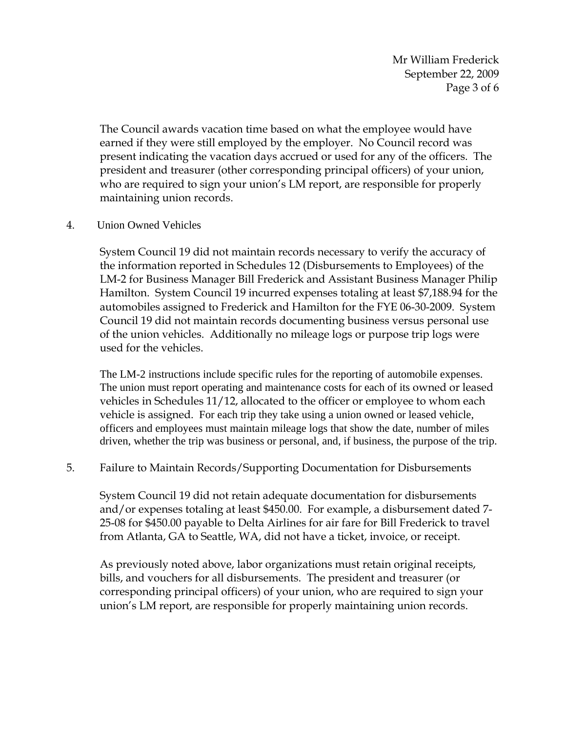The Council awards vacation time based on what the employee would have earned if they were still employed by the employer. No Council record was present indicating the vacation days accrued or used for any of the officers. The president and treasurer (other corresponding principal officers) of your union, who are required to sign your union's LM report, are responsible for properly maintaining union records.

4. Union Owned Vehicles

System Council 19 did not maintain records necessary to verify the accuracy of the information reported in Schedules 12 (Disbursements to Employees) of the LM-2 for Business Manager Bill Frederick and Assistant Business Manager Philip Hamilton. System Council 19 incurred expenses totaling at least $7,188.94 for the automobiles assigned to Frederick and Hamilton for the FYE 06-30-2009. System Council 19 did not maintain records documenting business versus personal use of the union vehicles. Additionally no mileage logs or purpose trip logs were used for the vehicles.

The LM-2 instructions include specific rules for the reporting of automobile expenses. The union must report operating and maintenance costs for each of its owned or leased vehicles in Schedules 11/12, allocated to the officer or employee to whom each vehicle is assigned. For each trip they take using a union owned or leased vehicle, officers and employees must maintain mileage logs that show the date, number of miles driven, whether the trip was business or personal, and, if business, the purpose of the trip.

5. Failure to Maintain Records/Supporting Documentation for Disbursements

System Council 19 did not retain adequate documentation for disbursements and/or expenses totaling at least $450.00. For example, a disbursement dated 7-25-08 for $450.00 payable to Delta Airlines for air fare for Bill Frederick to travel from Atlanta, GA to Seattle, WA, did not have a ticket, invoice, or receipt.

As previously noted above, labor organizations must retain original receipts, bills, and vouchers for all disbursements. The president and treasurer (or corresponding principal officers) of your union, who are required to sign your union's LM report, are responsible for properly maintaining union records.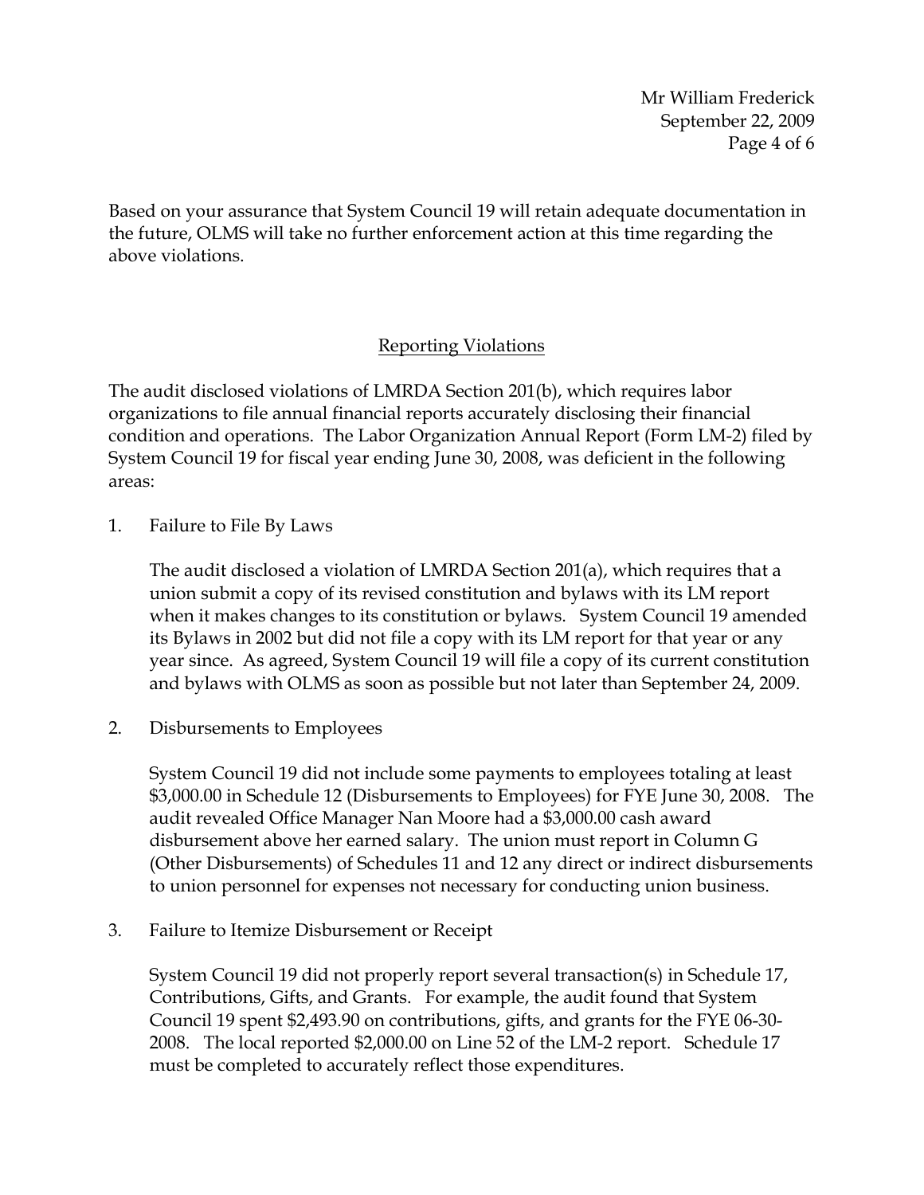Based on your assurance that System Council 19 will retain adequate documentation in the future, OLMS will take no further enforcement action at this time regarding the above violations.

## Reporting Violations

The audit disclosed violations of LMRDA Section 201(b), which requires labor organizations to file annual financial reports accurately disclosing their financial condition and operations. The Labor Organization Annual Report (Form LM-2) filed by System Council 19 for fiscal year ending June 30, 2008, was deficient in the following areas:

1. Failure to File By Laws

   The audit disclosed a violation of LMRDA Section 201(a), which requires that a union submit a copy of its revised constitution and bylaws with its LM report when it makes changes to its constitution or bylaws. System Council 19 amended its Bylaws in 2002 but did not file a copy with its LM report for that year or any year since. As agreed, System Council 19 will file a copy of its current constitution and bylaws with OLMS as soon as possible but not later than September 24, 2009.

2. Disbursements to Employees

   System Council 19 did not include some payments to employees totaling at least $3,000.00 in Schedule 12 (Disbursements to Employees) for FYE June 30, 2008. The audit revealed Office Manager Nan Moore had a $3,000.00 cash award disbursement above her earned salary. The union must report in Column G (Other Disbursements) of Schedules 11 and 12 any direct or indirect disbursements to union personnel for expenses not necessary for conducting union business.

3. Failure to Itemize Disbursement or Receipt

   System Council 19 did not properly report several transaction(s) in Schedule 17, Contributions, Gifts, and Grants. For example, the audit found that System Council 19 spent $2,493.90 on contributions, gifts, and grants for the FYE 06-30-2008. The local reported $2,000.00 on Line 52 of the LM-2 report. Schedule 17 must be completed to accurately reflect those expenditures.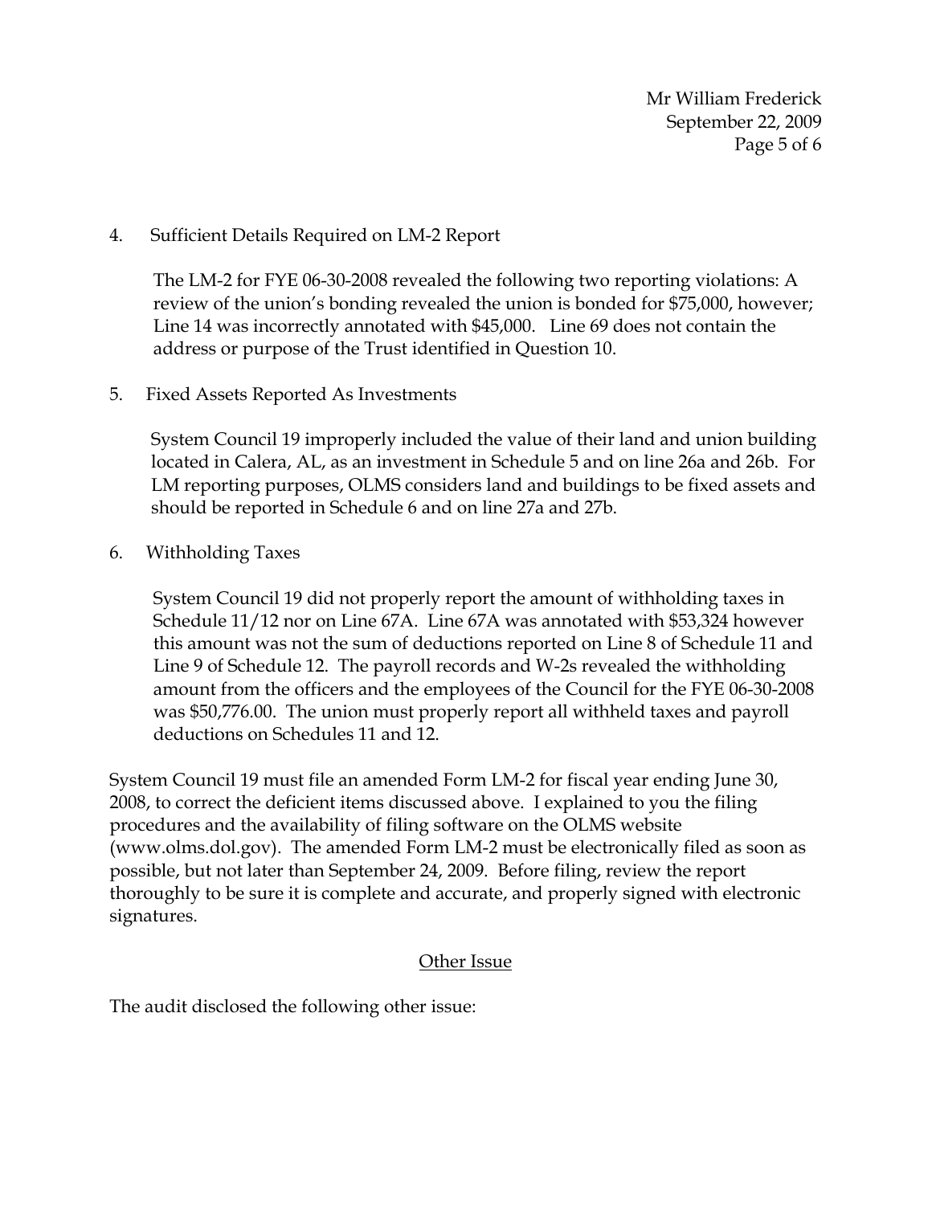4. Sufficient Details Required on LM-2 Report

   The LM-2 for FYE 06-30-2008 revealed the following two reporting violations: A review of the union's bonding revealed the union is bonded for $75,000, however; Line 14 was incorrectly annotated with $45,000. Line 69 does not contain the address or purpose of the Trust identified in Question 10.

5. Fixed Assets Reported As Investments

   System Council 19 improperly included the value of their land and union building located in Calera, AL, as an investment in Schedule 5 and on line 26a and 26b. For LM reporting purposes, OLMS considers land and buildings to be fixed assets and should be reported in Schedule 6 and on line 27a and 27b.

6. Withholding Taxes

   System Council 19 did not properly report the amount of withholding taxes in Schedule 11/12 nor on Line 67A. Line 67A was annotated with $53,324 however this amount was not the sum of deductions reported on Line 8 of Schedule 11 and Line 9 of Schedule 12. The payroll records and W-2s revealed the withholding amount from the officers and the employees of the Council for the FYE 06-30-2008 was $50,776.00. The union must properly report all withheld taxes and payroll deductions on Schedules 11 and 12.

System Council 19 must file an amended Form LM-2 for fiscal year ending June 30, 2008, to correct the deficient items discussed above. I explained to you the filing procedures and the availability of filing software on the OLMS website (www.olms.dol.gov). The amended Form LM-2 must be electronically filed as soon as possible, but not later than September 24, 2009. Before filing, review the report thoroughly to be sure it is complete and accurate, and properly signed with electronic signatures.

## Other Issue

The audit disclosed the following other issue: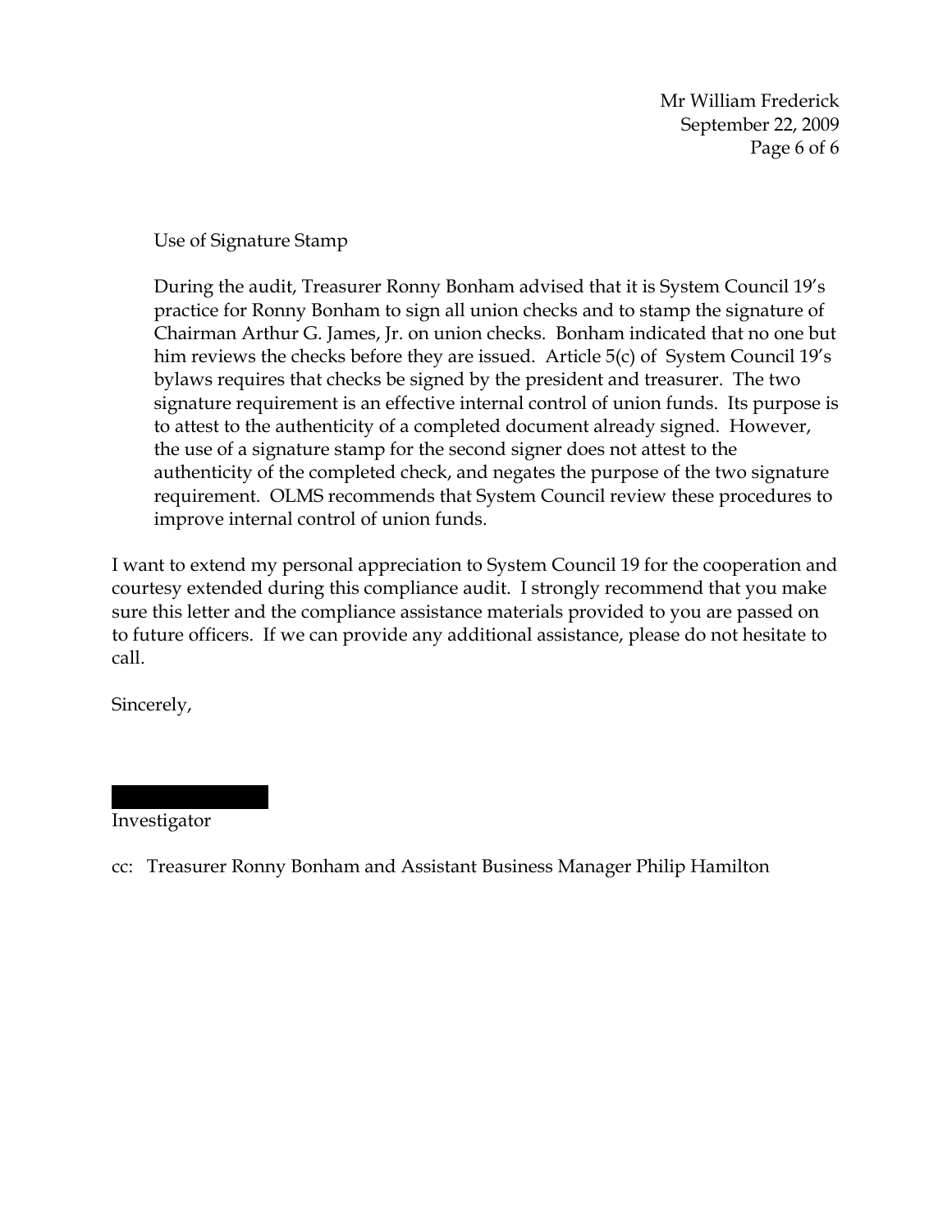Use of Signature Stamp

During the audit, Treasurer Ronny Bonham advised that it is System Council 19's practice for Ronny Bonham to sign all union checks and to stamp the signature of Chairman Arthur G. James, Jr. on union checks. Bonham indicated that no one but him reviews the checks before they are issued. Article 5(c) of System Council 19's bylaws requires that checks be signed by the president and treasurer. The two signature requirement is an effective internal control of union funds. Its purpose is to attest to the authenticity of a completed document already signed. However, the use of a signature stamp for the second signer does not attest to the authenticity of the completed check, and negates the purpose of the two signature requirement. OLMS recommends that System Council review these procedures to improve internal control of union funds.

I want to extend my personal appreciation to System Council 19 for the cooperation and courtesy extended during this compliance audit. I strongly recommend that you make sure this letter and the compliance assistance materials provided to you are passed on to future officers. If we can provide any additional assistance, please do not hesitate to call.

Sincerely,

Investigator

cc: Treasurer Ronny Bonham and Assistant Business Manager Philip Hamilton